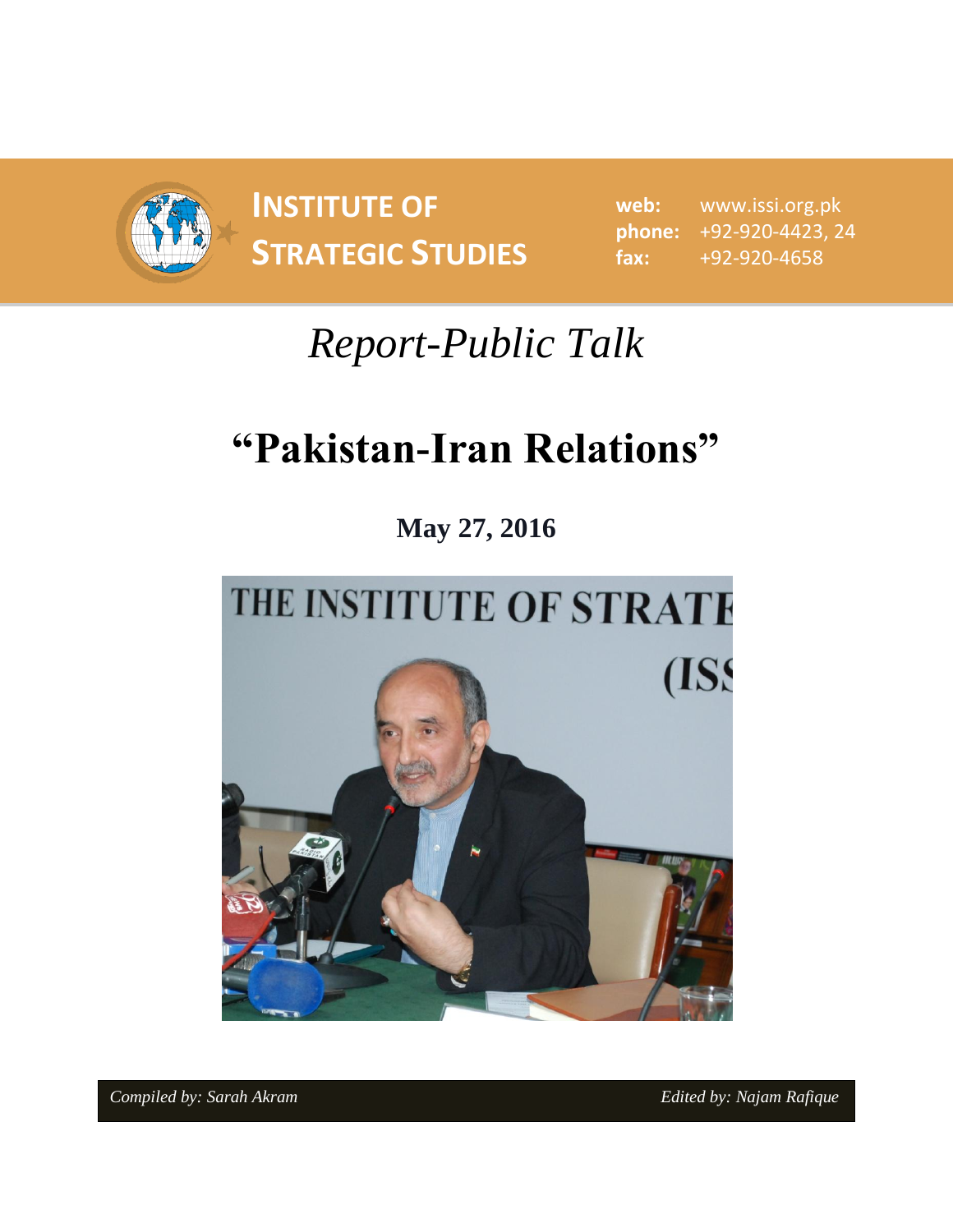**INSTITUTE OF STRATEGIC STUDIES**

**web:** www.issi.org.pk
**phone:** +92-920-4423, 24
**fax:** +92-920-4658

*Report-Public Talk*

# "Pakistan-Iran Relations"

**May 27, 2016**

*Compiled by: Sarah Akram* *Edited by: Najam Rafique*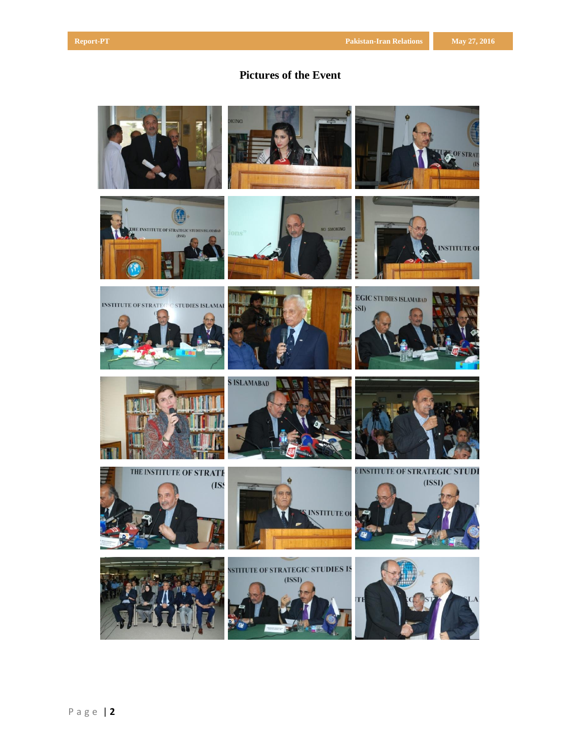## Pictures of the Event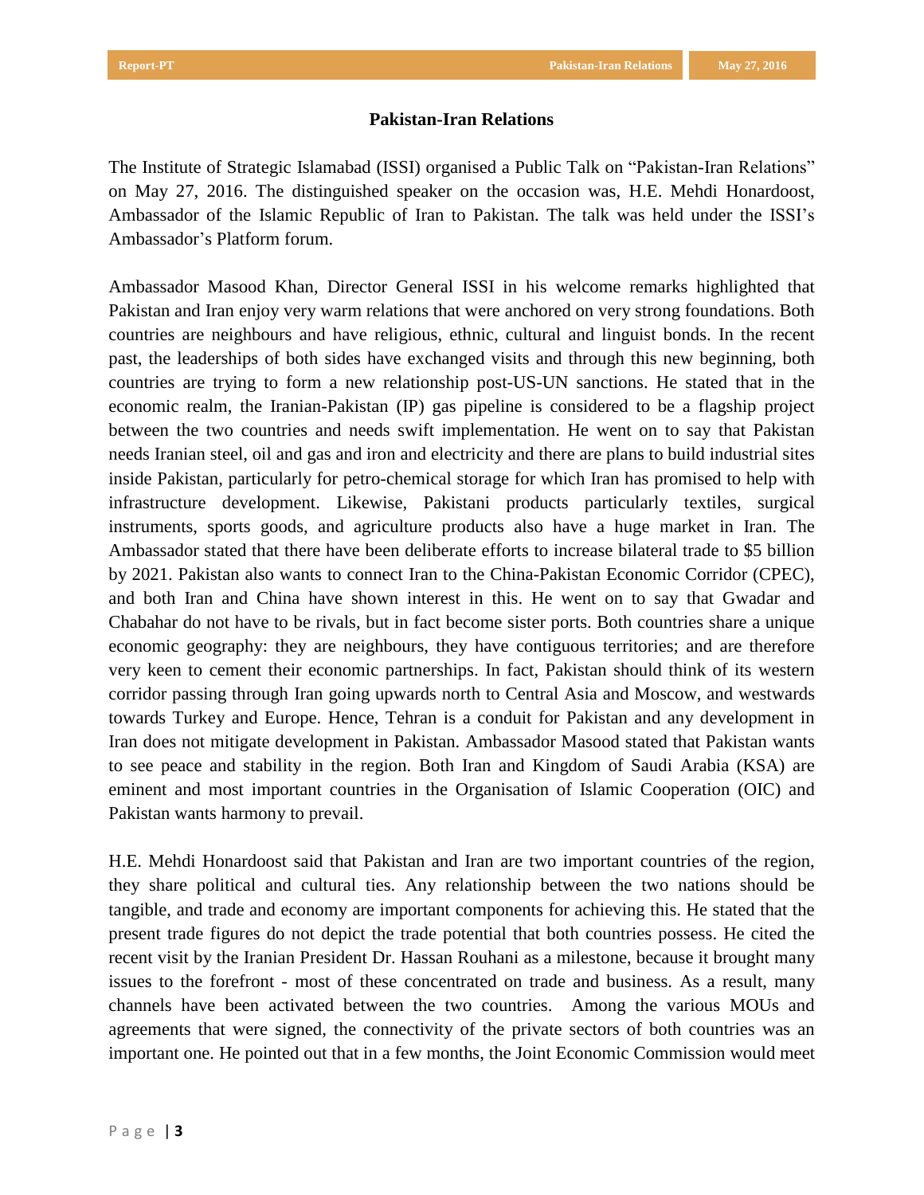## Pakistan-Iran Relations

The Institute of Strategic Islamabad (ISSI) organised a Public Talk on "Pakistan-Iran Relations" on May 27, 2016. The distinguished speaker on the occasion was, H.E. Mehdi Honardoost, Ambassador of the Islamic Republic of Iran to Pakistan. The talk was held under the ISSI's Ambassador's Platform forum.

Ambassador Masood Khan, Director General ISSI in his welcome remarks highlighted that Pakistan and Iran enjoy very warm relations that were anchored on very strong foundations. Both countries are neighbours and have religious, ethnic, cultural and linguist bonds. In the recent past, the leaderships of both sides have exchanged visits and through this new beginning, both countries are trying to form a new relationship post-US-UN sanctions. He stated that in the economic realm, the Iranian-Pakistan (IP) gas pipeline is considered to be a flagship project between the two countries and needs swift implementation. He went on to say that Pakistan needs Iranian steel, oil and gas and iron and electricity and there are plans to build industrial sites inside Pakistan, particularly for petro-chemical storage for which Iran has promised to help with infrastructure development. Likewise, Pakistani products particularly textiles, surgical instruments, sports goods, and agriculture products also have a huge market in Iran. The Ambassador stated that there have been deliberate efforts to increase bilateral trade to $5 billion by 2021. Pakistan also wants to connect Iran to the China-Pakistan Economic Corridor (CPEC), and both Iran and China have shown interest in this. He went on to say that Gwadar and Chabahar do not have to be rivals, but in fact become sister ports. Both countries share a unique economic geography: they are neighbours, they have contiguous territories; and are therefore very keen to cement their economic partnerships. In fact, Pakistan should think of its western corridor passing through Iran going upwards north to Central Asia and Moscow, and westwards towards Turkey and Europe. Hence, Tehran is a conduit for Pakistan and any development in Iran does not mitigate development in Pakistan. Ambassador Masood stated that Pakistan wants to see peace and stability in the region. Both Iran and Kingdom of Saudi Arabia (KSA) are eminent and most important countries in the Organisation of Islamic Cooperation (OIC) and Pakistan wants harmony to prevail.

H.E. Mehdi Honardoost said that Pakistan and Iran are two important countries of the region, they share political and cultural ties. Any relationship between the two nations should be tangible, and trade and economy are important components for achieving this. He stated that the present trade figures do not depict the trade potential that both countries possess. He cited the recent visit by the Iranian President Dr. Hassan Rouhani as a milestone, because it brought many issues to the forefront - most of these concentrated on trade and business. As a result, many channels have been activated between the two countries. Among the various MOUs and agreements that were signed, the connectivity of the private sectors of both countries was an important one. He pointed out that in a few months, the Joint Economic Commission would meet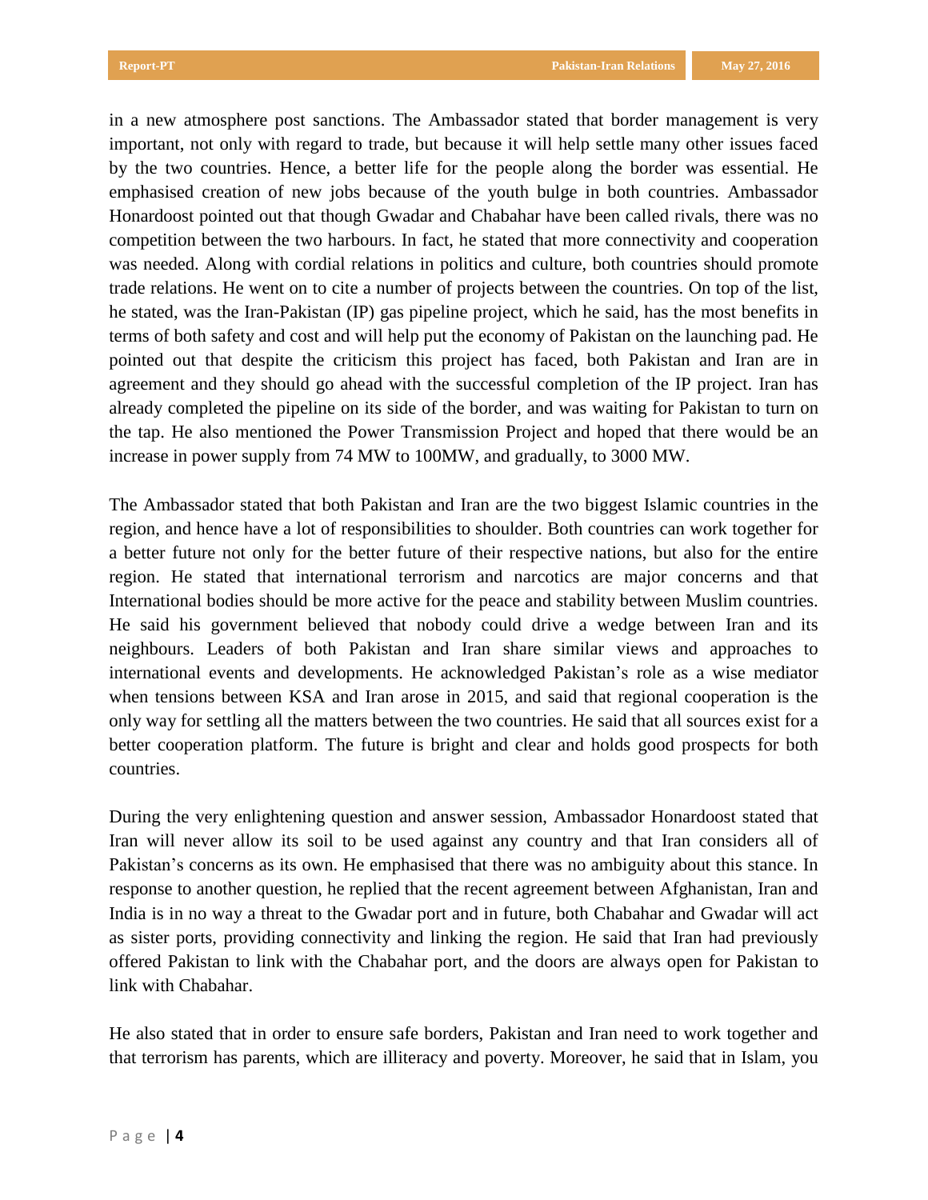in a new atmosphere post sanctions. The Ambassador stated that border management is very important, not only with regard to trade, but because it will help settle many other issues faced by the two countries. Hence, a better life for the people along the border was essential. He emphasised creation of new jobs because of the youth bulge in both countries. Ambassador Honardoost pointed out that though Gwadar and Chabahar have been called rivals, there was no competition between the two harbours. In fact, he stated that more connectivity and cooperation was needed. Along with cordial relations in politics and culture, both countries should promote trade relations. He went on to cite a number of projects between the countries. On top of the list, he stated, was the Iran-Pakistan (IP) gas pipeline project, which he said, has the most benefits in terms of both safety and cost and will help put the economy of Pakistan on the launching pad. He pointed out that despite the criticism this project has faced, both Pakistan and Iran are in agreement and they should go ahead with the successful completion of the IP project. Iran has already completed the pipeline on its side of the border, and was waiting for Pakistan to turn on the tap. He also mentioned the Power Transmission Project and hoped that there would be an increase in power supply from 74 MW to 100MW, and gradually, to 3000 MW.

The Ambassador stated that both Pakistan and Iran are the two biggest Islamic countries in the region, and hence have a lot of responsibilities to shoulder. Both countries can work together for a better future not only for the better future of their respective nations, but also for the entire region. He stated that international terrorism and narcotics are major concerns and that International bodies should be more active for the peace and stability between Muslim countries. He said his government believed that nobody could drive a wedge between Iran and its neighbours. Leaders of both Pakistan and Iran share similar views and approaches to international events and developments. He acknowledged Pakistan's role as a wise mediator when tensions between KSA and Iran arose in 2015, and said that regional cooperation is the only way for settling all the matters between the two countries. He said that all sources exist for a better cooperation platform. The future is bright and clear and holds good prospects for both countries.

During the very enlightening question and answer session, Ambassador Honardoost stated that Iran will never allow its soil to be used against any country and that Iran considers all of Pakistan's concerns as its own. He emphasised that there was no ambiguity about this stance. In response to another question, he replied that the recent agreement between Afghanistan, Iran and India is in no way a threat to the Gwadar port and in future, both Chabahar and Gwadar will act as sister ports, providing connectivity and linking the region. He said that Iran had previously offered Pakistan to link with the Chabahar port, and the doors are always open for Pakistan to link with Chabahar.

He also stated that in order to ensure safe borders, Pakistan and Iran need to work together and that terrorism has parents, which are illiteracy and poverty. Moreover, he said that in Islam, you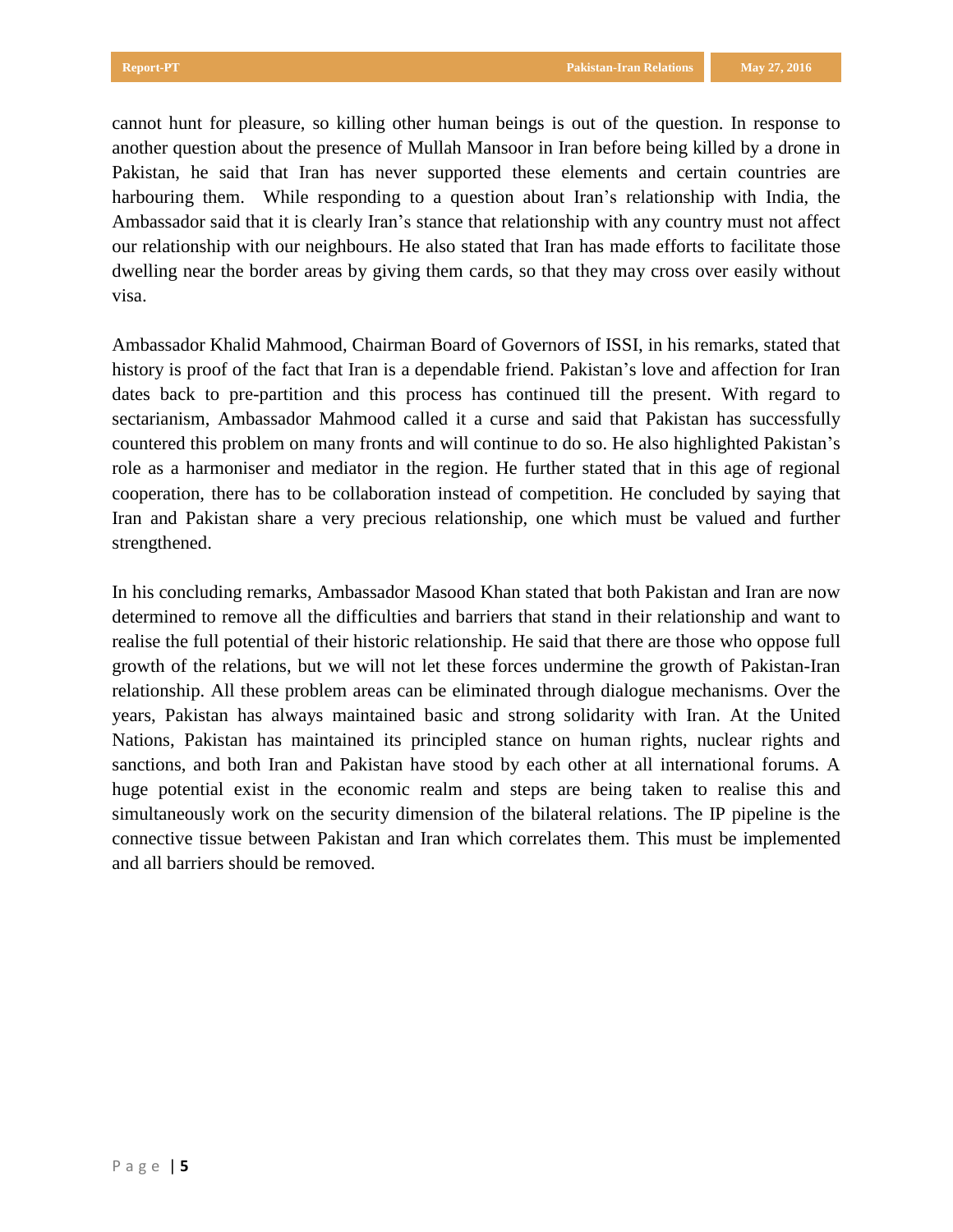cannot hunt for pleasure, so killing other human beings is out of the question. In response to another question about the presence of Mullah Mansoor in Iran before being killed by a drone in Pakistan, he said that Iran has never supported these elements and certain countries are harbouring them. While responding to a question about Iran's relationship with India, the Ambassador said that it is clearly Iran's stance that relationship with any country must not affect our relationship with our neighbours. He also stated that Iran has made efforts to facilitate those dwelling near the border areas by giving them cards, so that they may cross over easily without visa.

Ambassador Khalid Mahmood, Chairman Board of Governors of ISSI, in his remarks, stated that history is proof of the fact that Iran is a dependable friend. Pakistan's love and affection for Iran dates back to pre-partition and this process has continued till the present. With regard to sectarianism, Ambassador Mahmood called it a curse and said that Pakistan has successfully countered this problem on many fronts and will continue to do so. He also highlighted Pakistan's role as a harmoniser and mediator in the region. He further stated that in this age of regional cooperation, there has to be collaboration instead of competition. He concluded by saying that Iran and Pakistan share a very precious relationship, one which must be valued and further strengthened.

In his concluding remarks, Ambassador Masood Khan stated that both Pakistan and Iran are now determined to remove all the difficulties and barriers that stand in their relationship and want to realise the full potential of their historic relationship. He said that there are those who oppose full growth of the relations, but we will not let these forces undermine the growth of Pakistan-Iran relationship. All these problem areas can be eliminated through dialogue mechanisms. Over the years, Pakistan has always maintained basic and strong solidarity with Iran. At the United Nations, Pakistan has maintained its principled stance on human rights, nuclear rights and sanctions, and both Iran and Pakistan have stood by each other at all international forums. A huge potential exist in the economic realm and steps are being taken to realise this and simultaneously work on the security dimension of the bilateral relations. The IP pipeline is the connective tissue between Pakistan and Iran which correlates them. This must be implemented and all barriers should be removed.